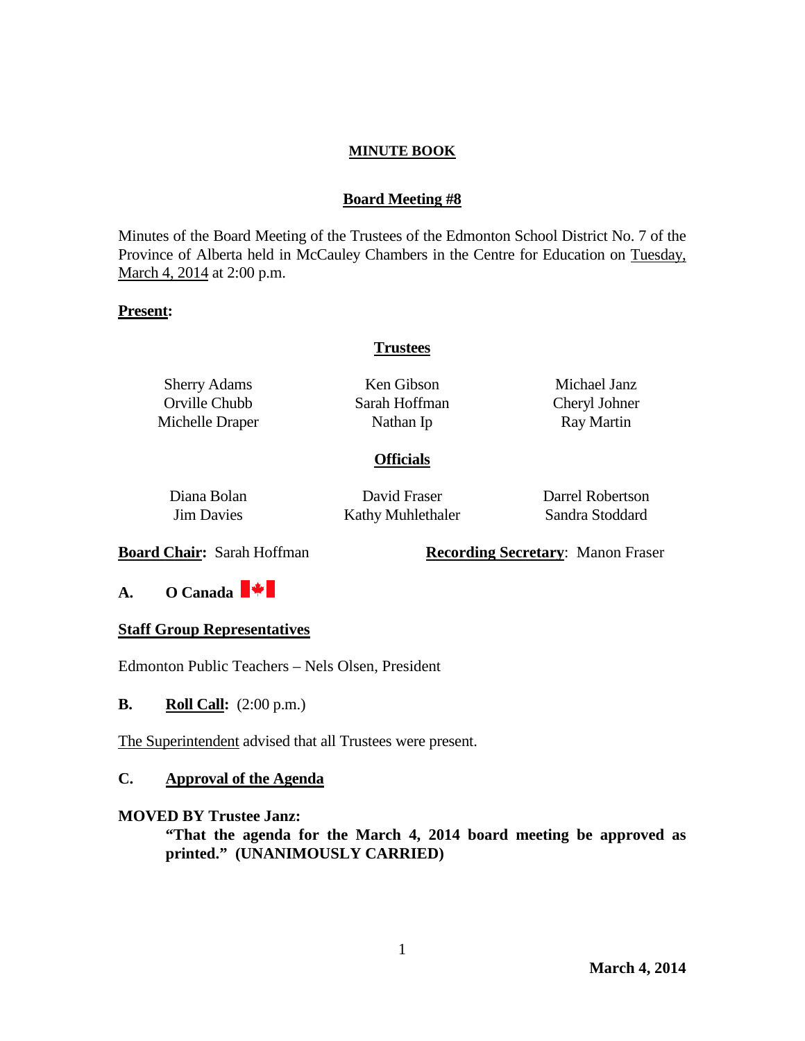**MINUTE BOOK**

**Board Meeting #8**

Minutes of the Board Meeting of the Trustees of the Edmonton School District No. 7 of the Province of Alberta held in McCauley Chambers in the Centre for Education on Tuesday, March 4, 2014 at 2:00 p.m.

**Present:**

**Trustees**

| | | |
|---|---|---|
| Sherry Adams | Ken Gibson | Michael Janz |
| Orville Chubb | Sarah Hoffman | Cheryl Johner |
| Michelle Draper | Nathan Ip | Ray Martin |

**Officials**

| | | |
|---|---|---|
| Diana Bolan | David Fraser | Darrel Robertson |
| Jim Davies | Kathy Muhlethaler | Sandra Stoddard |

**Board Chair:** Sarah Hoffman **Recording Secretary**: Manon Fraser

## A. O Canada

**Staff Group Representatives**

Edmonton Public Teachers – Nels Olsen, President

## B. Roll Call: (2:00 p.m.)

The Superintendent advised that all Trustees were present.

## C. Approval of the Agenda

**MOVED BY Trustee Janz:**

**"That the agenda for the March 4, 2014 board meeting be approved as printed." (UNANIMOUSLY CARRIED)**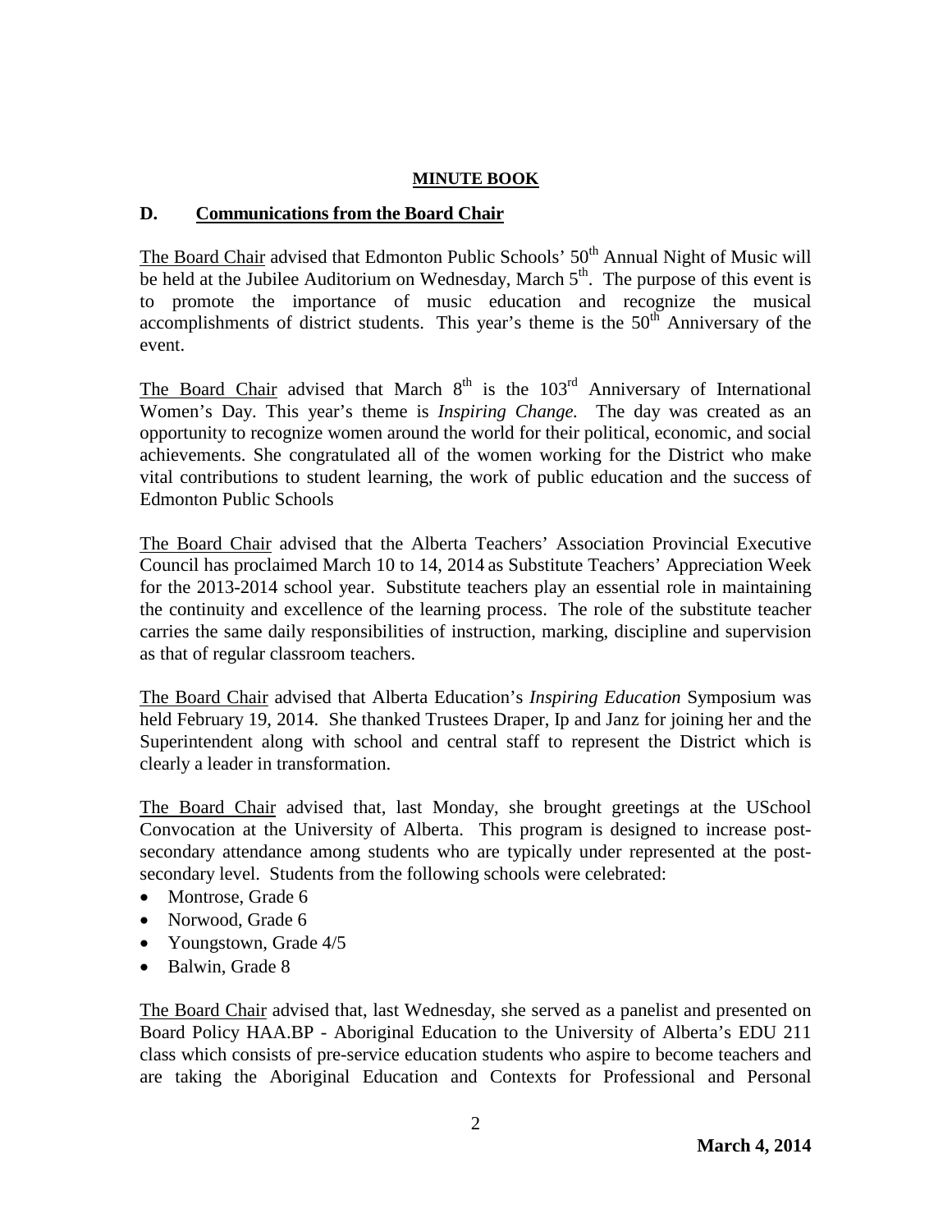**MINUTE BOOK**

## D. Communications from the Board Chair

The Board Chair advised that Edmonton Public Schools' 50th Annual Night of Music will be held at the Jubilee Auditorium on Wednesday, March 5th. The purpose of this event is to promote the importance of music education and recognize the musical accomplishments of district students. This year's theme is the 50th Anniversary of the event.

The Board Chair advised that March 8th is the 103rd Anniversary of International Women's Day. This year's theme is *Inspiring Change.* The day was created as an opportunity to recognize women around the world for their political, economic, and social achievements. She congratulated all of the women working for the District who make vital contributions to student learning, the work of public education and the success of Edmonton Public Schools

The Board Chair advised that the Alberta Teachers' Association Provincial Executive Council has proclaimed March 10 to 14, 2014 as Substitute Teachers' Appreciation Week for the 2013-2014 school year. Substitute teachers play an essential role in maintaining the continuity and excellence of the learning process. The role of the substitute teacher carries the same daily responsibilities of instruction, marking, discipline and supervision as that of regular classroom teachers.

The Board Chair advised that Alberta Education's *Inspiring Education* Symposium was held February 19, 2014. She thanked Trustees Draper, Ip and Janz for joining her and the Superintendent along with school and central staff to represent the District which is clearly a leader in transformation.

The Board Chair advised that, last Monday, she brought greetings at the USchool Convocation at the University of Alberta. This program is designed to increase post-secondary attendance among students who are typically under represented at the post-secondary level. Students from the following schools were celebrated:

- Montrose, Grade 6
- Norwood, Grade 6
- Youngstown, Grade 4/5
- Balwin, Grade 8

The Board Chair advised that, last Wednesday, she served as a panelist and presented on Board Policy HAA.BP - Aboriginal Education to the University of Alberta's EDU 211 class which consists of pre-service education students who aspire to become teachers and are taking the Aboriginal Education and Contexts for Professional and Personal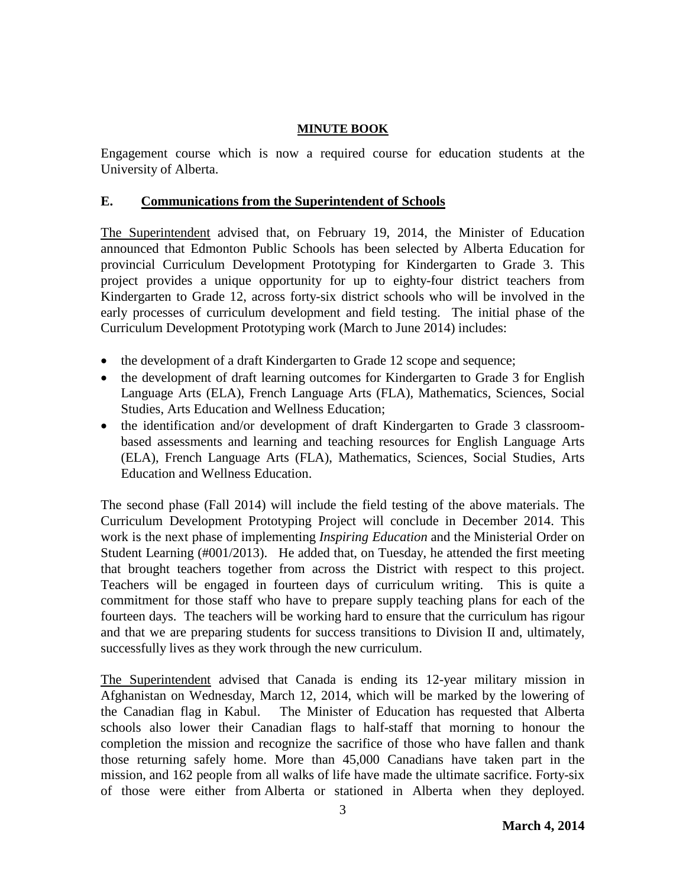Engagement course which is now a required course for education students at the University of Alberta.

## E. Communications from the Superintendent of Schools

The Superintendent advised that, on February 19, 2014, the Minister of Education announced that Edmonton Public Schools has been selected by Alberta Education for provincial Curriculum Development Prototyping for Kindergarten to Grade 3. This project provides a unique opportunity for up to eighty-four district teachers from Kindergarten to Grade 12, across forty-six district schools who will be involved in the early processes of curriculum development and field testing. The initial phase of the Curriculum Development Prototyping work (March to June 2014) includes:

- the development of a draft Kindergarten to Grade 12 scope and sequence;
- the development of draft learning outcomes for Kindergarten to Grade 3 for English Language Arts (ELA), French Language Arts (FLA), Mathematics, Sciences, Social Studies, Arts Education and Wellness Education;
- the identification and/or development of draft Kindergarten to Grade 3 classroom-based assessments and learning and teaching resources for English Language Arts (ELA), French Language Arts (FLA), Mathematics, Sciences, Social Studies, Arts Education and Wellness Education.

The second phase (Fall 2014) will include the field testing of the above materials. The Curriculum Development Prototyping Project will conclude in December 2014. This work is the next phase of implementing *Inspiring Education* and the Ministerial Order on Student Learning (#001/2013). He added that, on Tuesday, he attended the first meeting that brought teachers together from across the District with respect to this project. Teachers will be engaged in fourteen days of curriculum writing. This is quite a commitment for those staff who have to prepare supply teaching plans for each of the fourteen days. The teachers will be working hard to ensure that the curriculum has rigour and that we are preparing students for success transitions to Division II and, ultimately, successfully lives as they work through the new curriculum.

The Superintendent advised that Canada is ending its 12-year military mission in Afghanistan on Wednesday, March 12, 2014, which will be marked by the lowering of the Canadian flag in Kabul. The Minister of Education has requested that Alberta schools also lower their Canadian flags to half-staff that morning to honour the completion the mission and recognize the sacrifice of those who have fallen and thank those returning safely home. More than 45,000 Canadians have taken part in the mission, and 162 people from all walks of life have made the ultimate sacrifice. Forty-six of those were either from Alberta or stationed in Alberta when they deployed.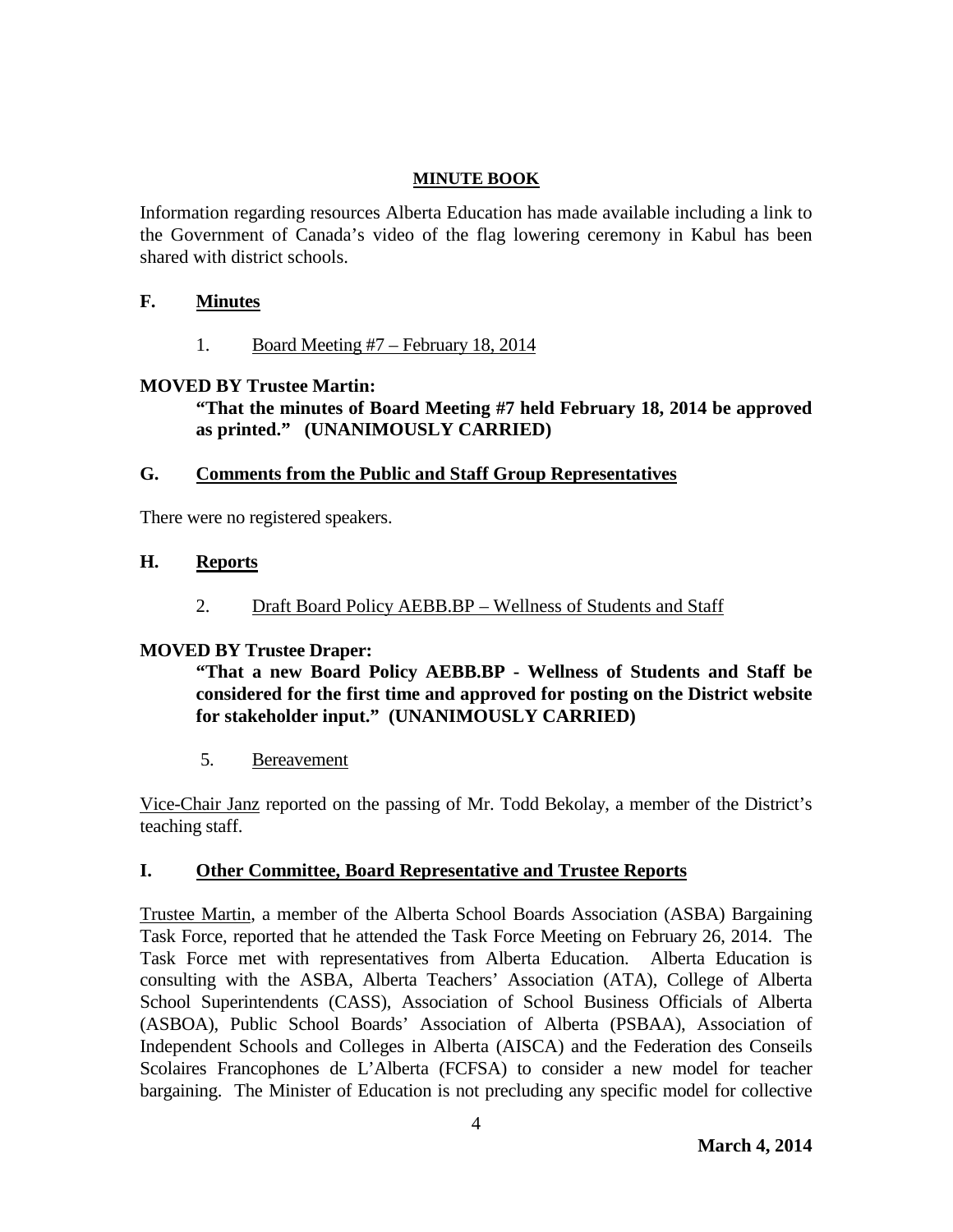**MINUTE BOOK**

Information regarding resources Alberta Education has made available including a link to the Government of Canada's video of the flag lowering ceremony in Kabul has been shared with district schools.

## F. Minutes

1. Board Meeting #7 – February 18, 2014

**MOVED BY Trustee Martin:**

**"That the minutes of Board Meeting #7 held February 18, 2014 be approved as printed." (UNANIMOUSLY CARRIED)**

## G. Comments from the Public and Staff Group Representatives

There were no registered speakers.

## H. Reports

2. Draft Board Policy AEBB.BP – Wellness of Students and Staff

**MOVED BY Trustee Draper:**

**"That a new Board Policy AEBB.BP - Wellness of Students and Staff be considered for the first time and approved for posting on the District website for stakeholder input." (UNANIMOUSLY CARRIED)**

5. Bereavement

Vice-Chair Janz reported on the passing of Mr. Todd Bekolay, a member of the District's teaching staff.

## I. Other Committee, Board Representative and Trustee Reports

Trustee Martin, a member of the Alberta School Boards Association (ASBA) Bargaining Task Force, reported that he attended the Task Force Meeting on February 26, 2014. The Task Force met with representatives from Alberta Education. Alberta Education is consulting with the ASBA, Alberta Teachers' Association (ATA), College of Alberta School Superintendents (CASS), Association of School Business Officials of Alberta (ASBOA), Public School Boards' Association of Alberta (PSBAA), Association of Independent Schools and Colleges in Alberta (AISCA) and the Federation des Conseils Scolaires Francophones de L'Alberta (FCFSA) to consider a new model for teacher bargaining. The Minister of Education is not precluding any specific model for collective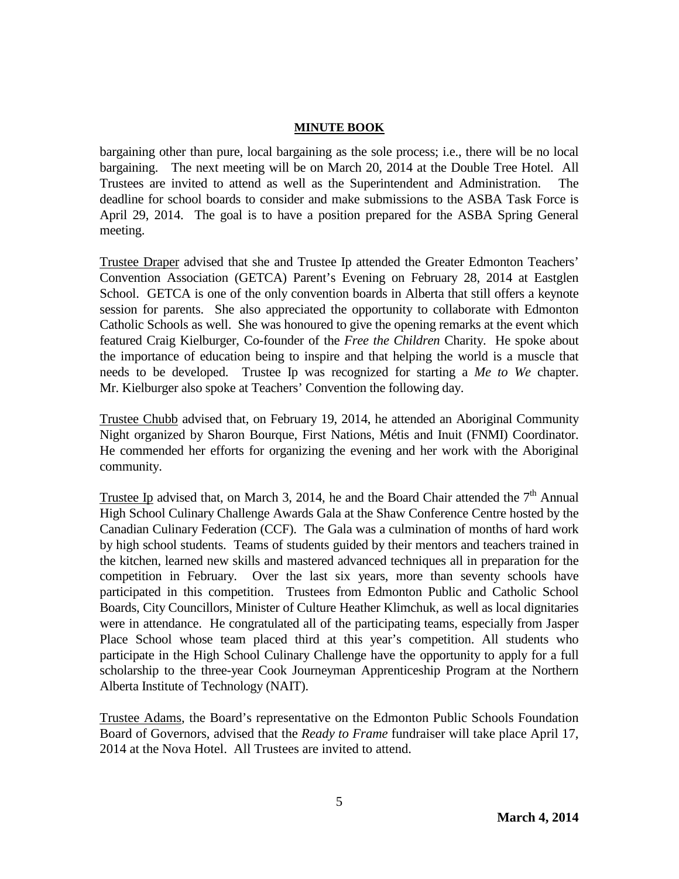bargaining other than pure, local bargaining as the sole process; i.e., there will be no local bargaining. The next meeting will be on March 20, 2014 at the Double Tree Hotel. All Trustees are invited to attend as well as the Superintendent and Administration. The deadline for school boards to consider and make submissions to the ASBA Task Force is April 29, 2014. The goal is to have a position prepared for the ASBA Spring General meeting.

<u>Trustee Draper</u> advised that she and Trustee Ip attended the Greater Edmonton Teachers' Convention Association (GETCA) Parent's Evening on February 28, 2014 at Eastglen School. GETCA is one of the only convention boards in Alberta that still offers a keynote session for parents. She also appreciated the opportunity to collaborate with Edmonton Catholic Schools as well. She was honoured to give the opening remarks at the event which featured Craig Kielburger, Co-founder of the *Free the Children* Charity. He spoke about the importance of education being to inspire and that helping the world is a muscle that needs to be developed. Trustee Ip was recognized for starting a *Me to We* chapter. Mr. Kielburger also spoke at Teachers' Convention the following day.

<u>Trustee Chubb</u> advised that, on February 19, 2014, he attended an Aboriginal Community Night organized by Sharon Bourque, First Nations, Métis and Inuit (FNMI) Coordinator. He commended her efforts for organizing the evening and her work with the Aboriginal community.

<u>Trustee Ip</u> advised that, on March 3, 2014, he and the Board Chair attended the 7th Annual High School Culinary Challenge Awards Gala at the Shaw Conference Centre hosted by the Canadian Culinary Federation (CCF). The Gala was a culmination of months of hard work by high school students. Teams of students guided by their mentors and teachers trained in the kitchen, learned new skills and mastered advanced techniques all in preparation for the competition in February. Over the last six years, more than seventy schools have participated in this competition. Trustees from Edmonton Public and Catholic School Boards, City Councillors, Minister of Culture Heather Klimchuk, as well as local dignitaries were in attendance. He congratulated all of the participating teams, especially from Jasper Place School whose team placed third at this year's competition. All students who participate in the High School Culinary Challenge have the opportunity to apply for a full scholarship to the three-year Cook Journeyman Apprenticeship Program at the Northern Alberta Institute of Technology (NAIT).

<u>Trustee Adams</u>, the Board's representative on the Edmonton Public Schools Foundation Board of Governors, advised that the *Ready to Frame* fundraiser will take place April 17, 2014 at the Nova Hotel. All Trustees are invited to attend.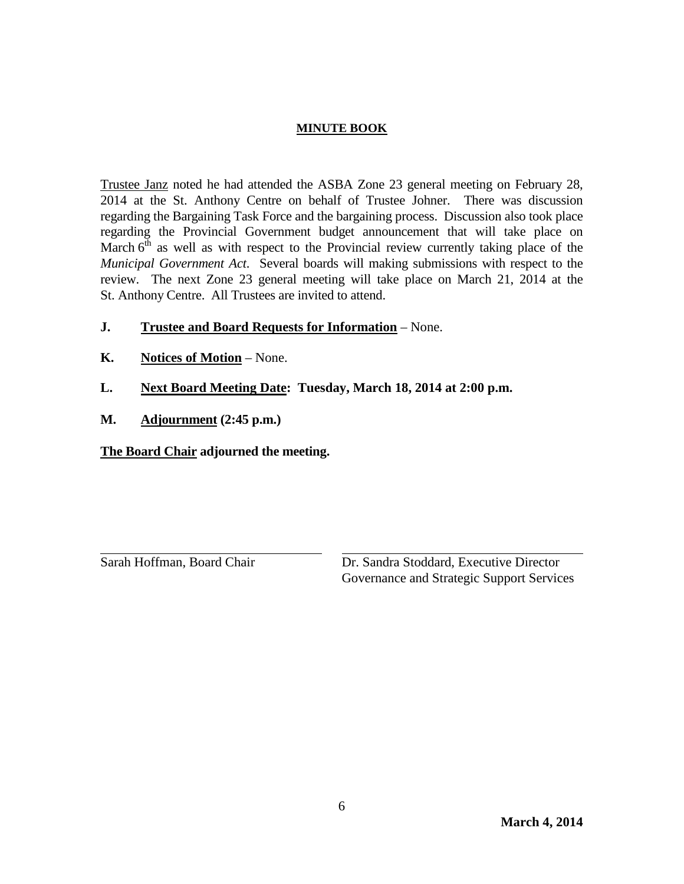**MINUTE BOOK**

Trustee Janz noted he had attended the ASBA Zone 23 general meeting on February 28, 2014 at the St. Anthony Centre on behalf of Trustee Johner. There was discussion regarding the Bargaining Task Force and the bargaining process. Discussion also took place regarding the Provincial Government budget announcement that will take place on March 6th as well as with respect to the Provincial review currently taking place of the *Municipal Government Act*. Several boards will making submissions with respect to the review. The next Zone 23 general meeting will take place on March 21, 2014 at the St. Anthony Centre. All Trustees are invited to attend.

**J. Trustee and Board Requests for Information** – None.

**K. Notices of Motion** – None.

**L. Next Board Meeting Date: Tuesday, March 18, 2014 at 2:00 p.m.**

**M. Adjournment (2:45 p.m.)**

**The Board Chair adjourned the meeting.**

Sarah Hoffman, Board Chair

Dr. Sandra Stoddard, Executive Director
Governance and Strategic Support Services

**March 4, 2014**